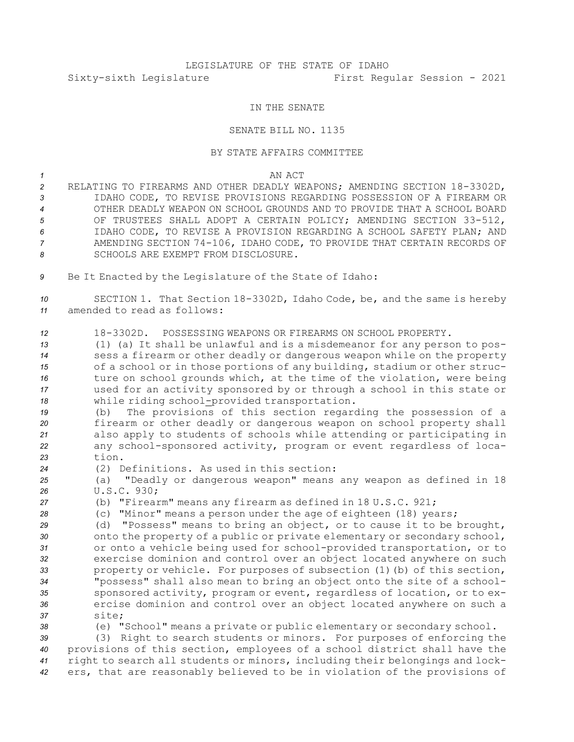LEGISLATURE OF THE STATE OF IDAHO

Sixty-sixth Legislature First Regular Session - 2021

IN THE SENATE

SENATE BILL NO. 1135

BY STATE AFFAIRS COMMITTEE

AN ACT

RELATING TO FIREARMS AND OTHER DEADLY WEAPONS; AMENDING SECTION 18-3302D, IDAHO CODE, TO REVISE PROVISIONS REGARDING POSSESSION OF A FIREARM OR OTHER DEADLY WEAPON ON SCHOOL GROUNDS AND TO PROVIDE THAT A SCHOOL BOARD OF TRUSTEES SHALL ADOPT A CERTAIN POLICY; AMENDING SECTION 33-512, IDAHO CODE, TO REVISE A PROVISION REGARDING A SCHOOL SAFETY PLAN; AND AMENDING SECTION 74-106, IDAHO CODE, TO PROVIDE THAT CERTAIN RECORDS OF SCHOOLS ARE EXEMPT FROM DISCLOSURE.

Be It Enacted by the Legislature of the State of Idaho:

SECTION 1. That Section 18-3302D, Idaho Code, be, and the same is hereby amended to read as follows:

18-3302D. POSSESSING WEAPONS OR FIREARMS ON SCHOOL PROPERTY.

(1) (a) It shall be unlawful and is a misdemeanor for any person to possess a firearm or other deadly or dangerous weapon while on the property of a school or in those portions of any building, stadium or other structure on school grounds which, at the time of the violation, were being used for an activity sponsored by or through a school in this state or while riding school-provided transportation.

(b) The provisions of this section regarding the possession of a firearm or other deadly or dangerous weapon on school property shall also apply to students of schools while attending or participating in any school-sponsored activity, program or event regardless of location.

(2) Definitions. As used in this section:

(a) "Deadly or dangerous weapon" means any weapon as defined in 18 U.S.C. 930;

(b) "Firearm" means any firearm as defined in 18 U.S.C. 921;

(c) "Minor" means a person under the age of eighteen (18) years;

(d) "Possess" means to bring an object, or to cause it to be brought, onto the property of a public or private elementary or secondary school, or onto a vehicle being used for school-provided transportation, or to exercise dominion and control over an object located anywhere on such property or vehicle. For purposes of subsection (1)(b) of this section, "possess" shall also mean to bring an object onto the site of a school-sponsored activity, program or event, regardless of location, or to exercise dominion and control over an object located anywhere on such a site;

(e) "School" means a private or public elementary or secondary school.

(3) Right to search students or minors. For purposes of enforcing the provisions of this section, employees of a school district shall have the right to search all students or minors, including their belongings and lockers, that are reasonably believed to be in violation of the provisions of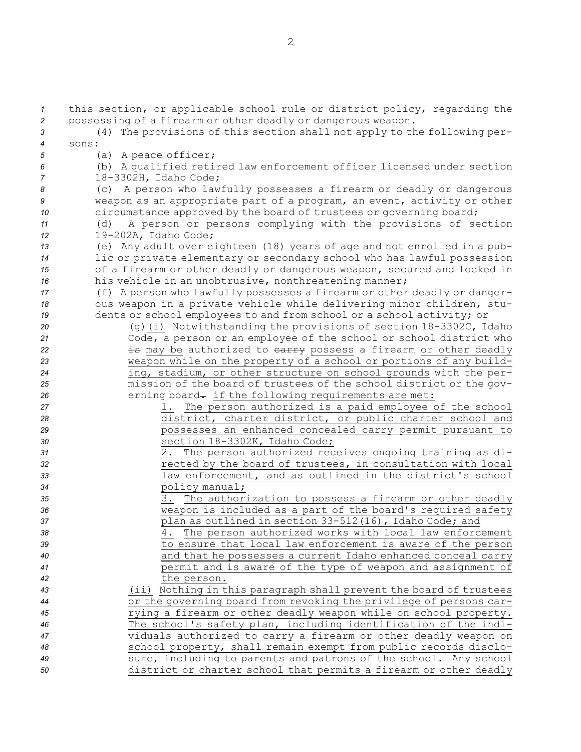this section, or applicable school rule or district policy, regarding the possessing of a firearm or other deadly or dangerous weapon.

(4) The provisions of this section shall not apply to the following persons:

(a) A peace officer;

(b) A qualified retired law enforcement officer licensed under section 18-3302H, Idaho Code;

(c) A person who lawfully possesses a firearm or deadly or dangerous weapon as an appropriate part of a program, an event, activity or other circumstance approved by the board of trustees or governing board;

(d) A person or persons complying with the provisions of section 19-202A, Idaho Code;

(e) Any adult over eighteen (18) years of age and not enrolled in a public or private elementary or secondary school who has lawful possession of a firearm or other deadly or dangerous weapon, secured and locked in his vehicle in an unobtrusive, nonthreatening manner;

(f) A person who lawfully possesses a firearm or other deadly or dangerous weapon in a private vehicle while delivering minor children, students or school employees to and from school or a school activity; or

(g) (i) Notwithstanding the provisions of section 18-3302C, Idaho Code, a person or an employee of the school or school district who ~~is~~ may be authorized to ~~carry~~ possess a firearm or other deadly weapon while on the property of a school or portions of any building, stadium, or other structure on school grounds with the permission of the board of trustees of the school district or the governing board~~.~~ if the following requirements are met:

1. The person authorized is a paid employee of the school district, charter district, or public charter school and possesses an enhanced concealed carry permit pursuant to section 18-3302K, Idaho Code;

2. The person authorized receives ongoing training as directed by the board of trustees, in consultation with local law enforcement, and as outlined in the district's school policy manual;

3. The authorization to possess a firearm or other deadly weapon is included as a part of the board's required safety plan as outlined in section 33-512(16), Idaho Code; and

4. The person authorized works with local law enforcement to ensure that local law enforcement is aware of the person and that he possesses a current Idaho enhanced conceal carry permit and is aware of the type of weapon and assignment of the person.

(ii) Nothing in this paragraph shall prevent the board of trustees or the governing board from revoking the privilege of persons carrying a firearm or other deadly weapon while on school property. The school's safety plan, including identification of the individuals authorized to carry a firearm or other deadly weapon on school property, shall remain exempt from public records disclosure, including to parents and patrons of the school. Any school district or charter school that permits a firearm or other deadly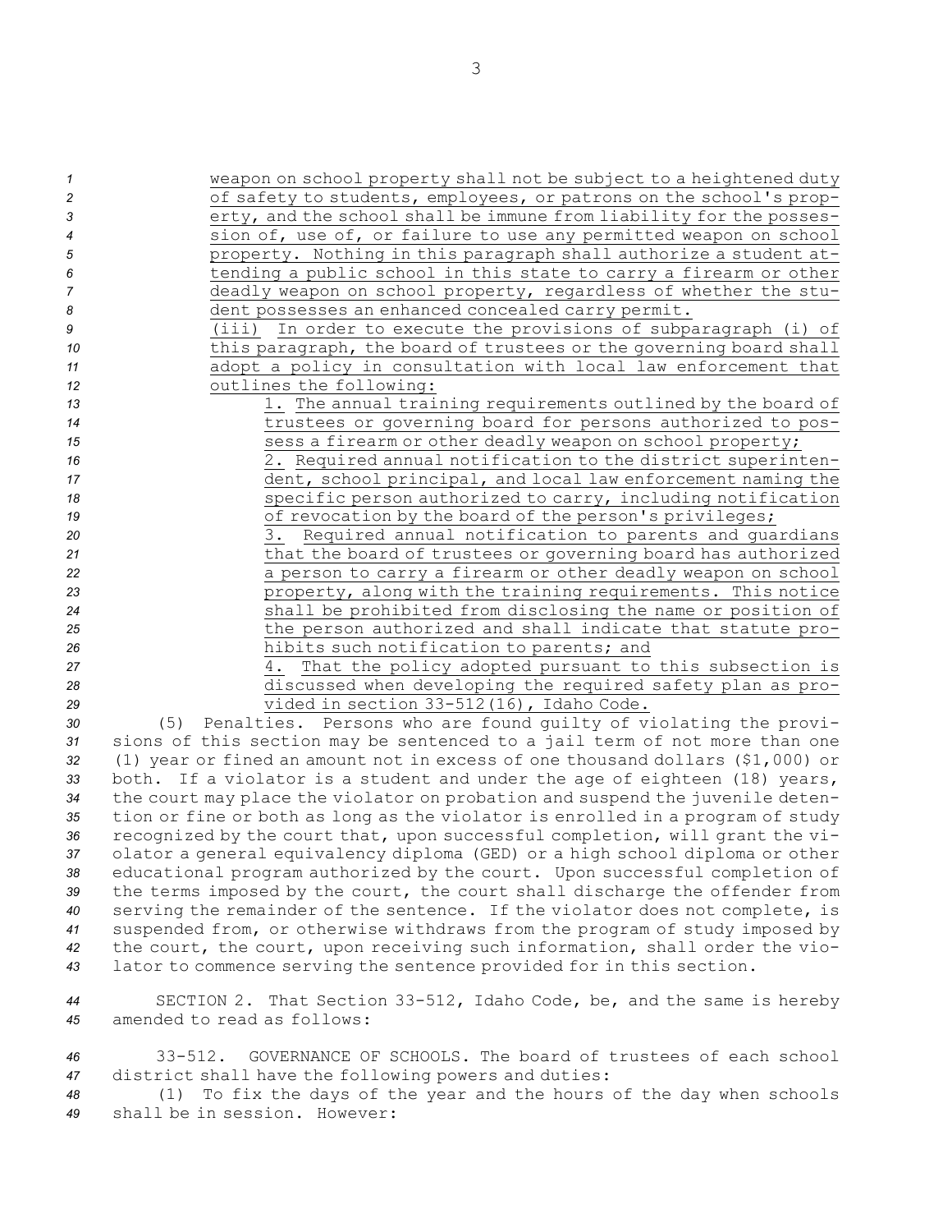weapon on school property shall not be subject to a heightened duty of safety to students, employees, or patrons on the school's property, and the school shall be immune from liability for the possession of, use of, or failure to use any permitted weapon on school property. Nothing in this paragraph shall authorize a student attending a public school in this state to carry a firearm or other deadly weapon on school property, regardless of whether the student possesses an enhanced concealed carry permit.

(iii) In order to execute the provisions of subparagraph (i) of this paragraph, the board of trustees or the governing board shall adopt a policy in consultation with local law enforcement that outlines the following:

1. The annual training requirements outlined by the board of trustees or governing board for persons authorized to possess a firearm or other deadly weapon on school property;
2. Required annual notification to the district superintendent, school principal, and local law enforcement naming the specific person authorized to carry, including notification of revocation by the board of the person's privileges;
3. Required annual notification to parents and guardians that the board of trustees or governing board has authorized a person to carry a firearm or other deadly weapon on school property, along with the training requirements. This notice shall be prohibited from disclosing the name or position of the person authorized and shall indicate that statute prohibits such notification to parents; and
4. That the policy adopted pursuant to this subsection is discussed when developing the required safety plan as provided in section 33-512(16), Idaho Code.

(5) Penalties. Persons who are found guilty of violating the provisions of this section may be sentenced to a jail term of not more than one (1) year or fined an amount not in excess of one thousand dollars ($1,000) or both. If a violator is a student and under the age of eighteen (18) years, the court may place the violator on probation and suspend the juvenile detention or fine or both as long as the violator is enrolled in a program of study recognized by the court that, upon successful completion, will grant the violator a general equivalency diploma (GED) or a high school diploma or other educational program authorized by the court. Upon successful completion of the terms imposed by the court, the court shall discharge the offender from serving the remainder of the sentence. If the violator does not complete, is suspended from, or otherwise withdraws from the program of study imposed by the court, the court, upon receiving such information, shall order the violator to commence serving the sentence provided for in this section.

SECTION 2. That Section 33-512, Idaho Code, be, and the same is hereby amended to read as follows:

33-512. GOVERNANCE OF SCHOOLS. The board of trustees of each school district shall have the following powers and duties:

(1) To fix the days of the year and the hours of the day when schools shall be in session. However: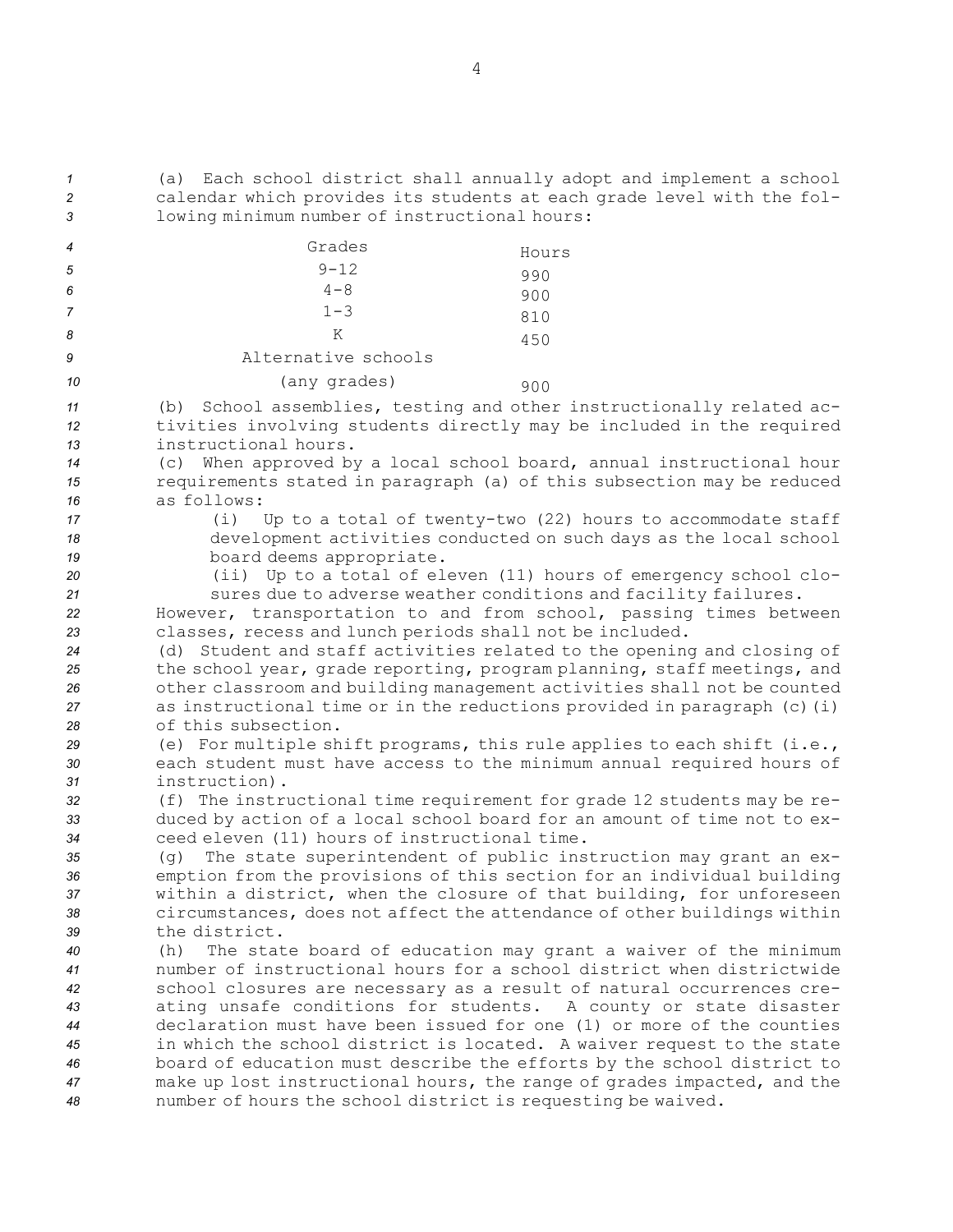(a) Each school district shall annually adopt and implement a school calendar which provides its students at each grade level with the following minimum number of instructional hours:

| Grades | Hours |
|---|---|
| 9-12 | 990 |
| 4-8 | 900 |
| 1-3 | 810 |
| K | 450 |
| Alternative schools (any grades) | 900 |

(b) School assemblies, testing and other instructionally related activities involving students directly may be included in the required instructional hours.

(c) When approved by a local school board, annual instructional hour requirements stated in paragraph (a) of this subsection may be reduced as follows:

(i) Up to a total of twenty-two (22) hours to accommodate staff development activities conducted on such days as the local school board deems appropriate.

(ii) Up to a total of eleven (11) hours of emergency school closures due to adverse weather conditions and facility failures.

However, transportation to and from school, passing times between classes, recess and lunch periods shall not be included.

(d) Student and staff activities related to the opening and closing of the school year, grade reporting, program planning, staff meetings, and other classroom and building management activities shall not be counted as instructional time or in the reductions provided in paragraph (c)(i) of this subsection.

(e) For multiple shift programs, this rule applies to each shift (i.e., each student must have access to the minimum annual required hours of instruction).

(f) The instructional time requirement for grade 12 students may be reduced by action of a local school board for an amount of time not to exceed eleven (11) hours of instructional time.

(g) The state superintendent of public instruction may grant an exemption from the provisions of this section for an individual building within a district, when the closure of that building, for unforeseen circumstances, does not affect the attendance of other buildings within the district.

(h) The state board of education may grant a waiver of the minimum number of instructional hours for a school district when districtwide school closures are necessary as a result of natural occurrences creating unsafe conditions for students. A county or state disaster declaration must have been issued for one (1) or more of the counties in which the school district is located. A waiver request to the state board of education must describe the efforts by the school district to make up lost instructional hours, the range of grades impacted, and the number of hours the school district is requesting be waived.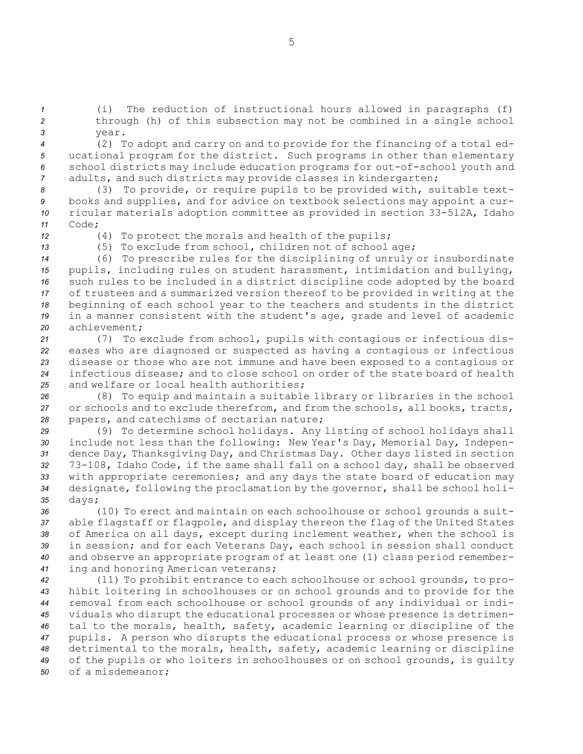(i) The reduction of instructional hours allowed in paragraphs (f) through (h) of this subsection may not be combined in a single school year.

(2) To adopt and carry on and to provide for the financing of a total educational program for the district. Such programs in other than elementary school districts may include education programs for out-of-school youth and adults, and such districts may provide classes in kindergarten;

(3) To provide, or require pupils to be provided with, suitable textbooks and supplies, and for advice on textbook selections may appoint a curricular materials adoption committee as provided in section 33-512A, Idaho Code;

(4) To protect the morals and health of the pupils;

(5) To exclude from school, children not of school age;

(6) To prescribe rules for the disciplining of unruly or insubordinate pupils, including rules on student harassment, intimidation and bullying, such rules to be included in a district discipline code adopted by the board of trustees and a summarized version thereof to be provided in writing at the beginning of each school year to the teachers and students in the district in a manner consistent with the student's age, grade and level of academic achievement;

(7) To exclude from school, pupils with contagious or infectious diseases who are diagnosed or suspected as having a contagious or infectious disease or those who are not immune and have been exposed to a contagious or infectious disease; and to close school on order of the state board of health and welfare or local health authorities;

(8) To equip and maintain a suitable library or libraries in the school or schools and to exclude therefrom, and from the schools, all books, tracts, papers, and catechisms of sectarian nature;

(9) To determine school holidays. Any listing of school holidays shall include not less than the following: New Year's Day, Memorial Day, Independence Day, Thanksgiving Day, and Christmas Day. Other days listed in section 73-108, Idaho Code, if the same shall fall on a school day, shall be observed with appropriate ceremonies; and any days the state board of education may designate, following the proclamation by the governor, shall be school holidays;

(10) To erect and maintain on each schoolhouse or school grounds a suitable flagstaff or flagpole, and display thereon the flag of the United States of America on all days, except during inclement weather, when the school is in session; and for each Veterans Day, each school in session shall conduct and observe an appropriate program of at least one (1) class period remembering and honoring American veterans;

(11) To prohibit entrance to each schoolhouse or school grounds, to prohibit loitering in schoolhouses or on school grounds and to provide for the removal from each schoolhouse or school grounds of any individual or individuals who disrupt the educational processes or whose presence is detrimental to the morals, health, safety, academic learning or discipline of the pupils. A person who disrupts the educational process or whose presence is detrimental to the morals, health, safety, academic learning or discipline of the pupils or who loiters in schoolhouses or on school grounds, is guilty of a misdemeanor;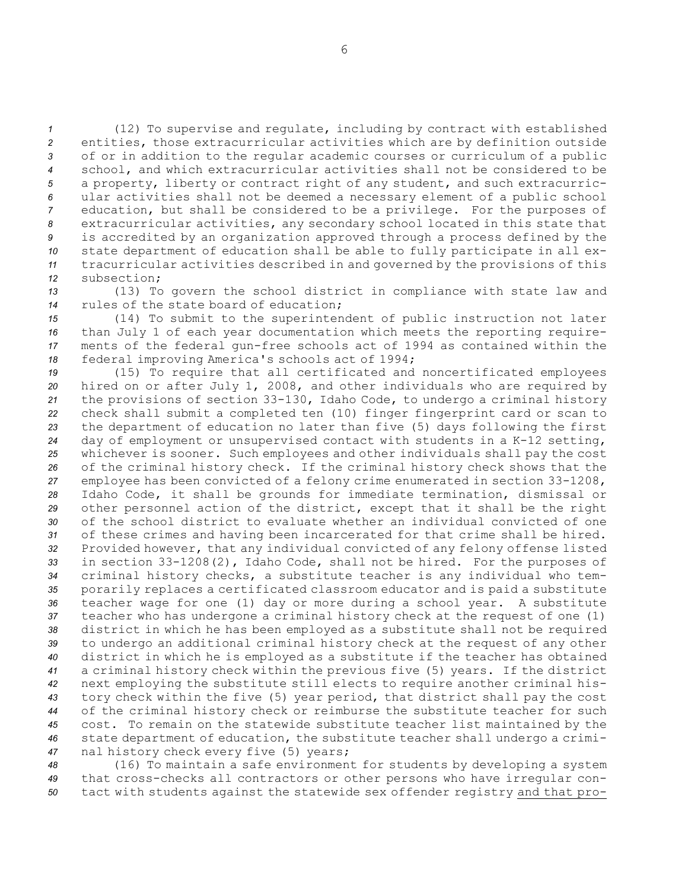(12) To supervise and regulate, including by contract with established entities, those extracurricular activities which are by definition outside of or in addition to the regular academic courses or curriculum of a public school, and which extracurricular activities shall not be considered to be a property, liberty or contract right of any student, and such extracurricular activities shall not be deemed a necessary element of a public school education, but shall be considered to be a privilege. For the purposes of extracurricular activities, any secondary school located in this state that is accredited by an organization approved through a process defined by the state department of education shall be able to fully participate in all extracurricular activities described in and governed by the provisions of this subsection;

(13) To govern the school district in compliance with state law and rules of the state board of education;

(14) To submit to the superintendent of public instruction not later than July 1 of each year documentation which meets the reporting requirements of the federal gun-free schools act of 1994 as contained within the federal improving America's schools act of 1994;

(15) To require that all certificated and noncertificated employees hired on or after July 1, 2008, and other individuals who are required by the provisions of section 33-130, Idaho Code, to undergo a criminal history check shall submit a completed ten (10) finger fingerprint card or scan to the department of education no later than five (5) days following the first day of employment or unsupervised contact with students in a K-12 setting, whichever is sooner. Such employees and other individuals shall pay the cost of the criminal history check. If the criminal history check shows that the employee has been convicted of a felony crime enumerated in section 33-1208, Idaho Code, it shall be grounds for immediate termination, dismissal or other personnel action of the district, except that it shall be the right of the school district to evaluate whether an individual convicted of one of these crimes and having been incarcerated for that crime shall be hired. Provided however, that any individual convicted of any felony offense listed in section 33-1208(2), Idaho Code, shall not be hired. For the purposes of criminal history checks, a substitute teacher is any individual who temporarily replaces a certificated classroom educator and is paid a substitute teacher wage for one (1) day or more during a school year. A substitute teacher who has undergone a criminal history check at the request of one (1) district in which he has been employed as a substitute shall not be required to undergo an additional criminal history check at the request of any other district in which he is employed as a substitute if the teacher has obtained a criminal history check within the previous five (5) years. If the district next employing the substitute still elects to require another criminal history check within the five (5) year period, that district shall pay the cost of the criminal history check or reimburse the substitute teacher for such cost. To remain on the statewide substitute teacher list maintained by the state department of education, the substitute teacher shall undergo a criminal history check every five (5) years;

(16) To maintain a safe environment for students by developing a system that cross-checks all contractors or other persons who have irregular contact with students against the statewide sex offender registry and that pro-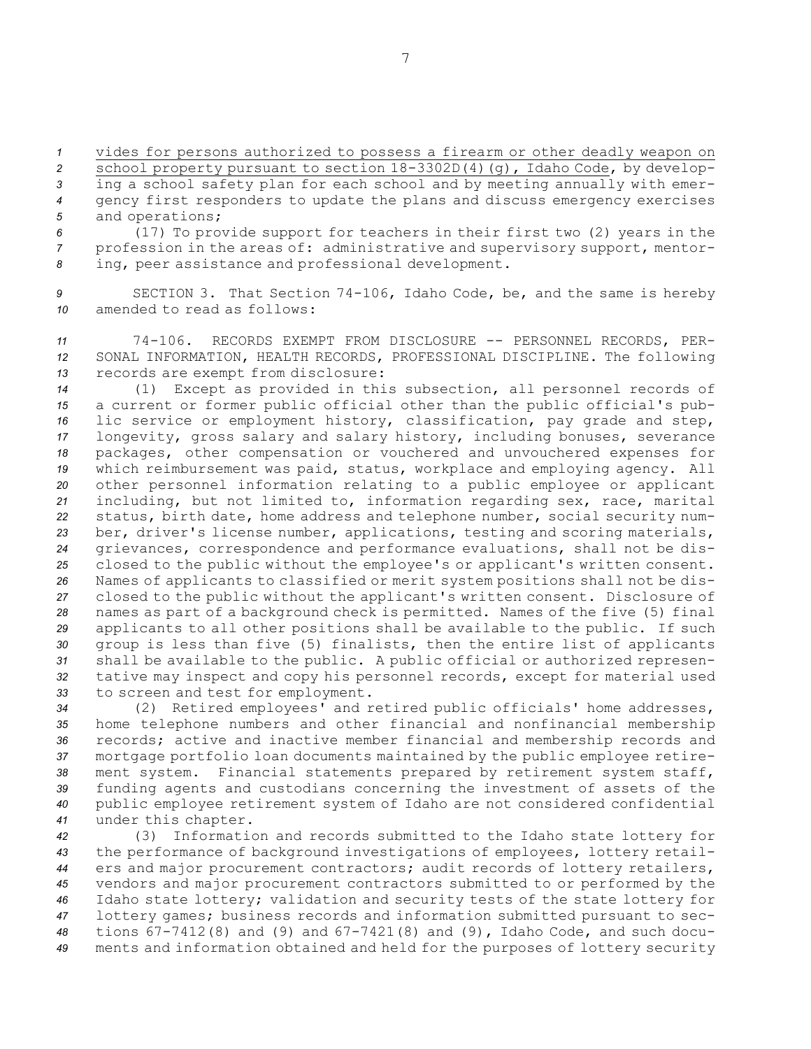vides for persons authorized to possess a firearm or other deadly weapon on school property pursuant to section 18-3302D(4)(g), Idaho Code, by developing a school safety plan for each school and by meeting annually with emergency first responders to update the plans and discuss emergency exercises and operations;

(17) To provide support for teachers in their first two (2) years in the profession in the areas of: administrative and supervisory support, mentoring, peer assistance and professional development.

SECTION 3. That Section 74-106, Idaho Code, be, and the same is hereby amended to read as follows:

74-106. RECORDS EXEMPT FROM DISCLOSURE -- PERSONNEL RECORDS, PERSONAL INFORMATION, HEALTH RECORDS, PROFESSIONAL DISCIPLINE. The following records are exempt from disclosure:

(1) Except as provided in this subsection, all personnel records of a current or former public official other than the public official's public service or employment history, classification, pay grade and step, longevity, gross salary and salary history, including bonuses, severance packages, other compensation or vouchered and unvouchered expenses for which reimbursement was paid, status, workplace and employing agency. All other personnel information relating to a public employee or applicant including, but not limited to, information regarding sex, race, marital status, birth date, home address and telephone number, social security number, driver's license number, applications, testing and scoring materials, grievances, correspondence and performance evaluations, shall not be disclosed to the public without the employee's or applicant's written consent. Names of applicants to classified or merit system positions shall not be disclosed to the public without the applicant's written consent. Disclosure of names as part of a background check is permitted. Names of the five (5) final applicants to all other positions shall be available to the public. If such group is less than five (5) finalists, then the entire list of applicants shall be available to the public. A public official or authorized representative may inspect and copy his personnel records, except for material used to screen and test for employment.

(2) Retired employees' and retired public officials' home addresses, home telephone numbers and other financial and nonfinancial membership records; active and inactive member financial and membership records and mortgage portfolio loan documents maintained by the public employee retirement system. Financial statements prepared by retirement system staff, funding agents and custodians concerning the investment of assets of the public employee retirement system of Idaho are not considered confidential under this chapter.

(3) Information and records submitted to the Idaho state lottery for the performance of background investigations of employees, lottery retailers and major procurement contractors; audit records of lottery retailers, vendors and major procurement contractors submitted to or performed by the Idaho state lottery; validation and security tests of the state lottery for lottery games; business records and information submitted pursuant to sections 67-7412(8) and (9) and 67-7421(8) and (9), Idaho Code, and such documents and information obtained and held for the purposes of lottery security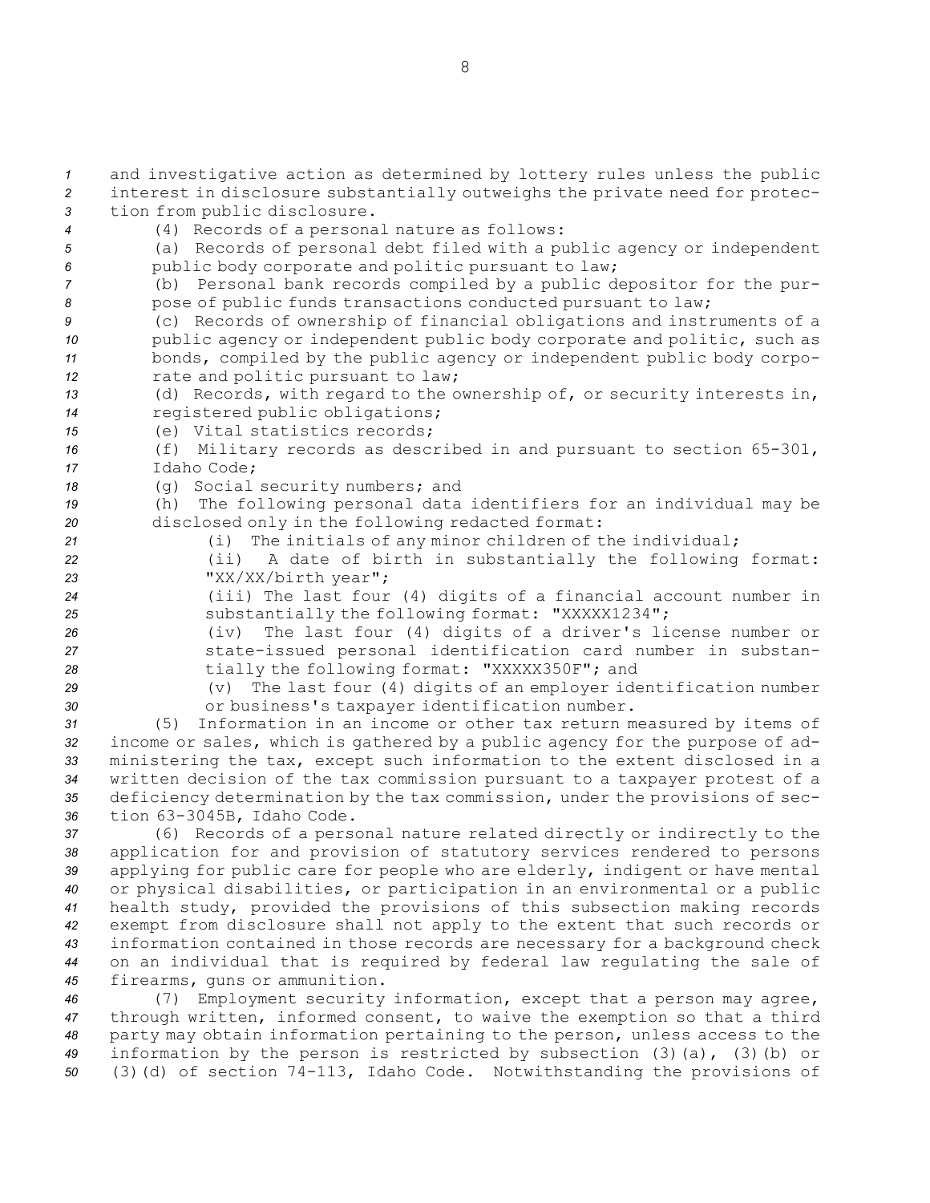and investigative action as determined by lottery rules unless the public interest in disclosure substantially outweighs the private need for protection from public disclosure.

(4) Records of a personal nature as follows:

(a) Records of personal debt filed with a public agency or independent public body corporate and politic pursuant to law;

(b) Personal bank records compiled by a public depositor for the purpose of public funds transactions conducted pursuant to law;

(c) Records of ownership of financial obligations and instruments of a public agency or independent public body corporate and politic, such as bonds, compiled by the public agency or independent public body corporate and politic pursuant to law;

(d) Records, with regard to the ownership of, or security interests in, registered public obligations;

(e) Vital statistics records;

(f) Military records as described in and pursuant to section 65-301, Idaho Code;

(g) Social security numbers; and

(h) The following personal data identifiers for an individual may be disclosed only in the following redacted format:

(i) The initials of any minor children of the individual;

(ii) A date of birth in substantially the following format: "XX/XX/birth year";

(iii) The last four (4) digits of a financial account number in substantially the following format: "XXXXX1234";

(iv) The last four (4) digits of a driver's license number or state-issued personal identification card number in substantially the following format: "XXXXX350F"; and

(v) The last four (4) digits of an employer identification number or business's taxpayer identification number.

(5) Information in an income or other tax return measured by items of income or sales, which is gathered by a public agency for the purpose of administering the tax, except such information to the extent disclosed in a written decision of the tax commission pursuant to a taxpayer protest of a deficiency determination by the tax commission, under the provisions of section 63-3045B, Idaho Code.

(6) Records of a personal nature related directly or indirectly to the application for and provision of statutory services rendered to persons applying for public care for people who are elderly, indigent or have mental or physical disabilities, or participation in an environmental or a public health study, provided the provisions of this subsection making records exempt from disclosure shall not apply to the extent that such records or information contained in those records are necessary for a background check on an individual that is required by federal law regulating the sale of firearms, guns or ammunition.

(7) Employment security information, except that a person may agree, through written, informed consent, to waive the exemption so that a third party may obtain information pertaining to the person, unless access to the information by the person is restricted by subsection (3)(a), (3)(b) or (3)(d) of section 74-113, Idaho Code. Notwithstanding the provisions of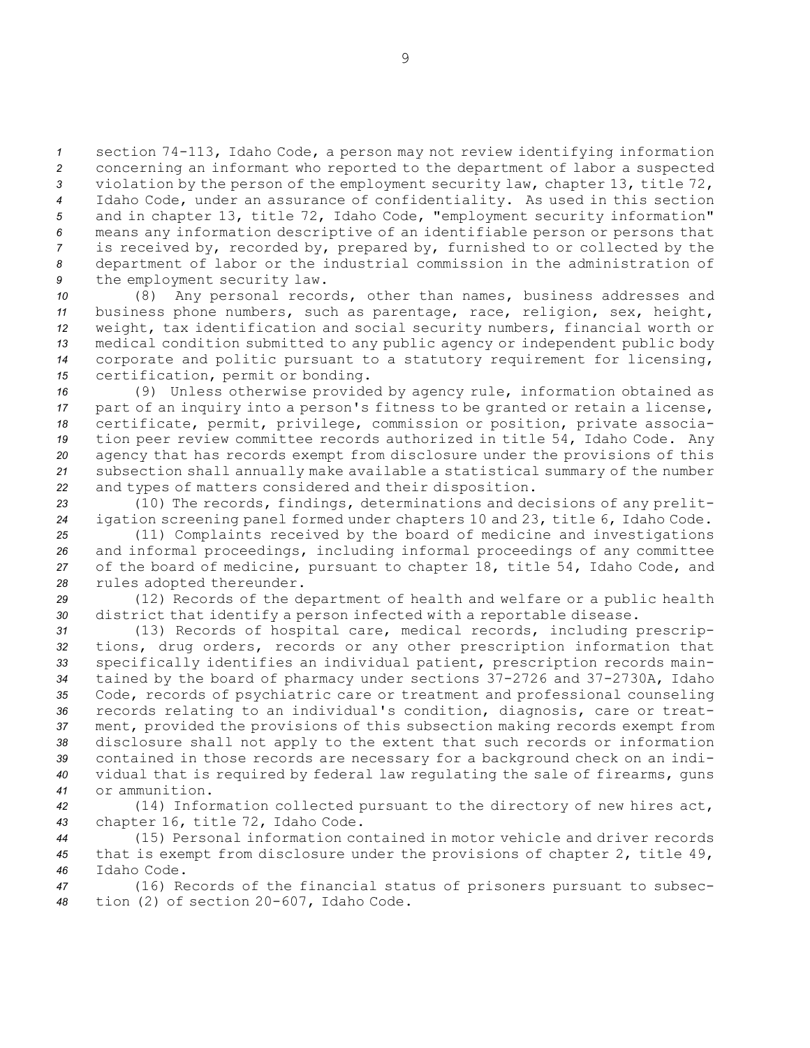section 74-113, Idaho Code, a person may not review identifying information concerning an informant who reported to the department of labor a suspected violation by the person of the employment security law, chapter 13, title 72, Idaho Code, under an assurance of confidentiality. As used in this section and in chapter 13, title 72, Idaho Code, "employment security information" means any information descriptive of an identifiable person or persons that is received by, recorded by, prepared by, furnished to or collected by the department of labor or the industrial commission in the administration of the employment security law.

(8) Any personal records, other than names, business addresses and business phone numbers, such as parentage, race, religion, sex, height, weight, tax identification and social security numbers, financial worth or medical condition submitted to any public agency or independent public body corporate and politic pursuant to a statutory requirement for licensing, certification, permit or bonding.

(9) Unless otherwise provided by agency rule, information obtained as part of an inquiry into a person's fitness to be granted or retain a license, certificate, permit, privilege, commission or position, private association peer review committee records authorized in title 54, Idaho Code. Any agency that has records exempt from disclosure under the provisions of this subsection shall annually make available a statistical summary of the number and types of matters considered and their disposition.

(10) The records, findings, determinations and decisions of any prelitigation screening panel formed under chapters 10 and 23, title 6, Idaho Code.

(11) Complaints received by the board of medicine and investigations and informal proceedings, including informal proceedings of any committee of the board of medicine, pursuant to chapter 18, title 54, Idaho Code, and rules adopted thereunder.

(12) Records of the department of health and welfare or a public health district that identify a person infected with a reportable disease.

(13) Records of hospital care, medical records, including prescriptions, drug orders, records or any other prescription information that specifically identifies an individual patient, prescription records maintained by the board of pharmacy under sections 37-2726 and 37-2730A, Idaho Code, records of psychiatric care or treatment and professional counseling records relating to an individual's condition, diagnosis, care or treatment, provided the provisions of this subsection making records exempt from disclosure shall not apply to the extent that such records or information contained in those records are necessary for a background check on an individual that is required by federal law regulating the sale of firearms, guns or ammunition.

(14) Information collected pursuant to the directory of new hires act, chapter 16, title 72, Idaho Code.

(15) Personal information contained in motor vehicle and driver records that is exempt from disclosure under the provisions of chapter 2, title 49, Idaho Code.

(16) Records of the financial status of prisoners pursuant to subsection (2) of section 20-607, Idaho Code.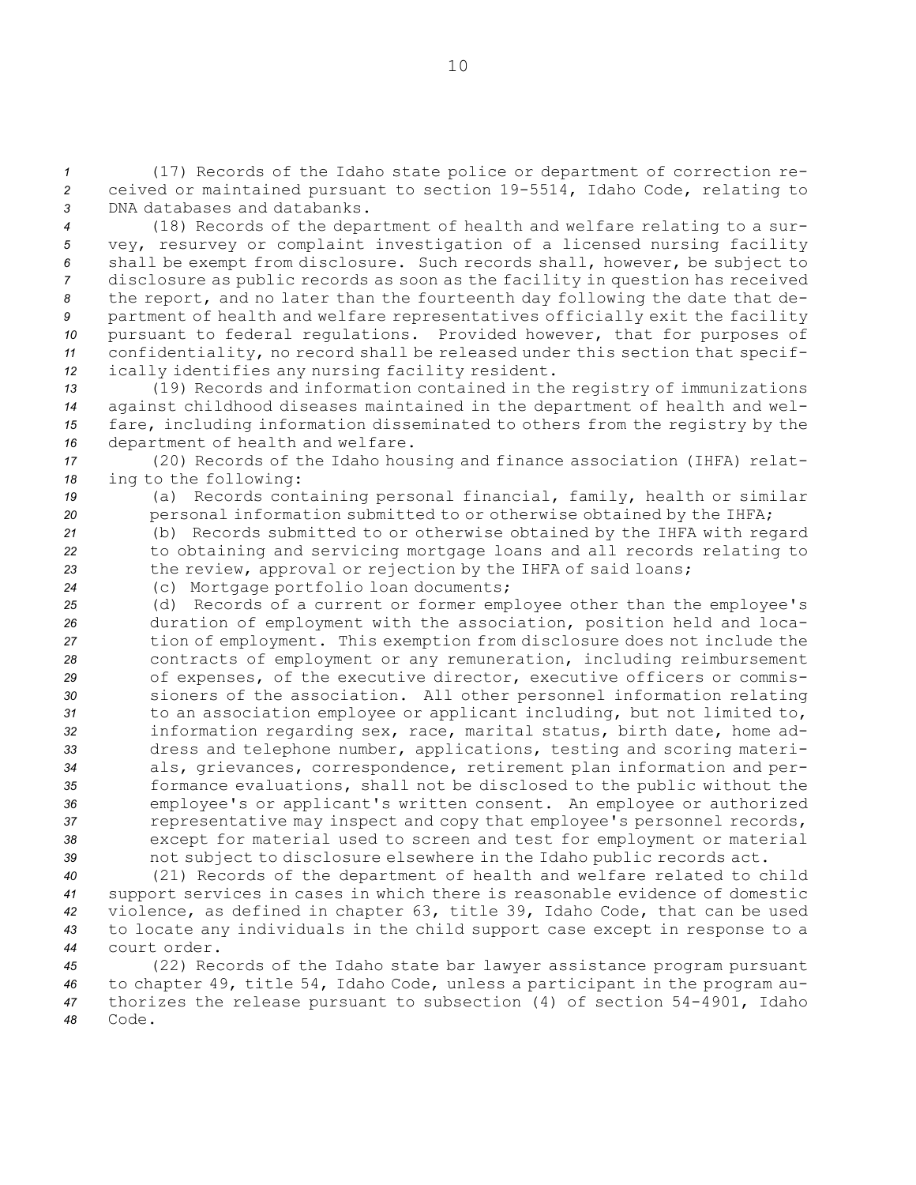(17) Records of the Idaho state police or department of correction received or maintained pursuant to section 19-5514, Idaho Code, relating to DNA databases and databanks.

(18) Records of the department of health and welfare relating to a survey, resurvey or complaint investigation of a licensed nursing facility shall be exempt from disclosure. Such records shall, however, be subject to disclosure as public records as soon as the facility in question has received the report, and no later than the fourteenth day following the date that department of health and welfare representatives officially exit the facility pursuant to federal regulations. Provided however, that for purposes of confidentiality, no record shall be released under this section that specifically identifies any nursing facility resident.

(19) Records and information contained in the registry of immunizations against childhood diseases maintained in the department of health and welfare, including information disseminated to others from the registry by the department of health and welfare.

(20) Records of the Idaho housing and finance association (IHFA) relating to the following:

(a) Records containing personal financial, family, health or similar personal information submitted to or otherwise obtained by the IHFA;

(b) Records submitted to or otherwise obtained by the IHFA with regard to obtaining and servicing mortgage loans and all records relating to the review, approval or rejection by the IHFA of said loans;

(c) Mortgage portfolio loan documents;

(d) Records of a current or former employee other than the employee's duration of employment with the association, position held and location of employment. This exemption from disclosure does not include the contracts of employment or any remuneration, including reimbursement of expenses, of the executive director, executive officers or commissioners of the association. All other personnel information relating to an association employee or applicant including, but not limited to, information regarding sex, race, marital status, birth date, home address and telephone number, applications, testing and scoring materials, grievances, correspondence, retirement plan information and performance evaluations, shall not be disclosed to the public without the employee's or applicant's written consent. An employee or authorized representative may inspect and copy that employee's personnel records, except for material used to screen and test for employment or material not subject to disclosure elsewhere in the Idaho public records act.

(21) Records of the department of health and welfare related to child support services in cases in which there is reasonable evidence of domestic violence, as defined in chapter 63, title 39, Idaho Code, that can be used to locate any individuals in the child support case except in response to a court order.

(22) Records of the Idaho state bar lawyer assistance program pursuant to chapter 49, title 54, Idaho Code, unless a participant in the program authorizes the release pursuant to subsection (4) of section 54-4901, Idaho Code.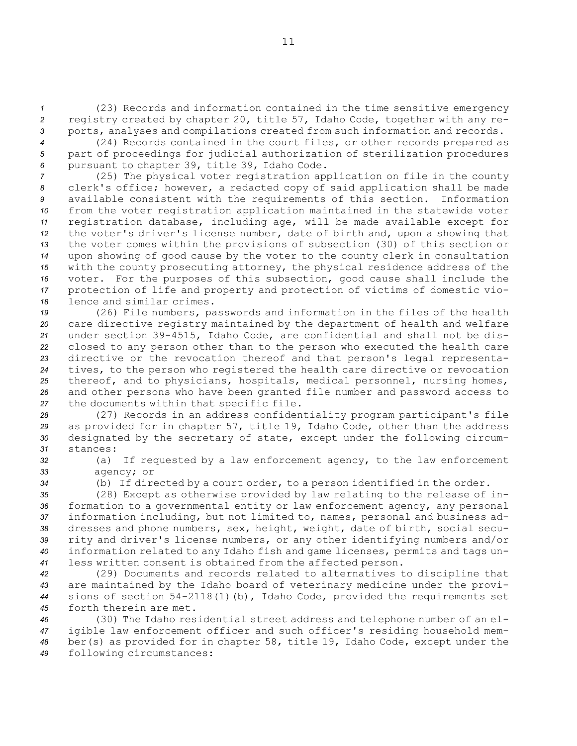(23) Records and information contained in the time sensitive emergency registry created by chapter 20, title 57, Idaho Code, together with any reports, analyses and compilations created from such information and records.

(24) Records contained in the court files, or other records prepared as part of proceedings for judicial authorization of sterilization procedures pursuant to chapter 39, title 39, Idaho Code.

(25) The physical voter registration application on file in the county clerk's office; however, a redacted copy of said application shall be made available consistent with the requirements of this section. Information from the voter registration application maintained in the statewide voter registration database, including age, will be made available except for the voter's driver's license number, date of birth and, upon a showing that the voter comes within the provisions of subsection (30) of this section or upon showing of good cause by the voter to the county clerk in consultation with the county prosecuting attorney, the physical residence address of the voter. For the purposes of this subsection, good cause shall include the protection of life and property and protection of victims of domestic violence and similar crimes.

(26) File numbers, passwords and information in the files of the health care directive registry maintained by the department of health and welfare under section 39-4515, Idaho Code, are confidential and shall not be disclosed to any person other than to the person who executed the health care directive or the revocation thereof and that person's legal representatives, to the person who registered the health care directive or revocation thereof, and to physicians, hospitals, medical personnel, nursing homes, and other persons who have been granted file number and password access to the documents within that specific file.

(27) Records in an address confidentiality program participant's file as provided for in chapter 57, title 19, Idaho Code, other than the address designated by the secretary of state, except under the following circumstances:

(a) If requested by a law enforcement agency, to the law enforcement agency; or

(b) If directed by a court order, to a person identified in the order.

(28) Except as otherwise provided by law relating to the release of information to a governmental entity or law enforcement agency, any personal information including, but not limited to, names, personal and business addresses and phone numbers, sex, height, weight, date of birth, social security and driver's license numbers, or any other identifying numbers and/or information related to any Idaho fish and game licenses, permits and tags unless written consent is obtained from the affected person.

(29) Documents and records related to alternatives to discipline that are maintained by the Idaho board of veterinary medicine under the provisions of section 54-2118(1)(b), Idaho Code, provided the requirements set forth therein are met.

(30) The Idaho residential street address and telephone number of an eligible law enforcement officer and such officer's residing household member(s) as provided for in chapter 58, title 19, Idaho Code, except under the following circumstances: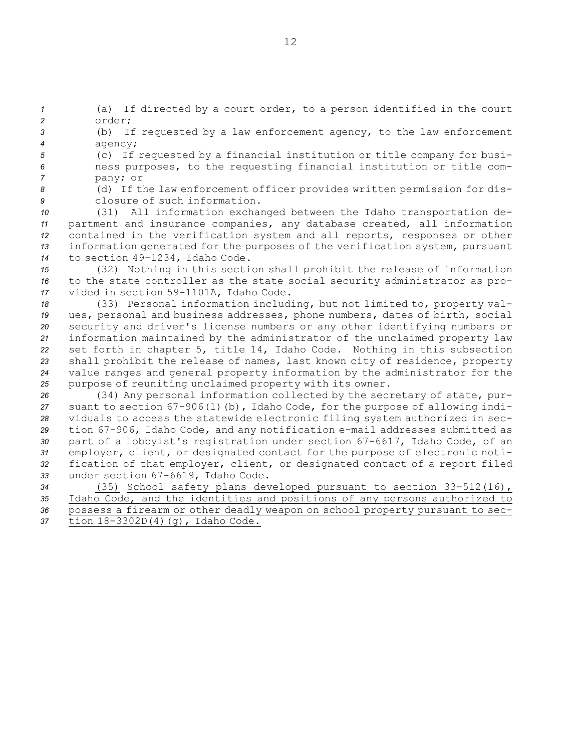(a) If directed by a court order, to a person identified in the court order;

(b) If requested by a law enforcement agency, to the law enforcement agency;

(c) If requested by a financial institution or title company for business purposes, to the requesting financial institution or title company; or

(d) If the law enforcement officer provides written permission for disclosure of such information.

(31) All information exchanged between the Idaho transportation department and insurance companies, any database created, all information contained in the verification system and all reports, responses or other information generated for the purposes of the verification system, pursuant to section 49-1234, Idaho Code.

(32) Nothing in this section shall prohibit the release of information to the state controller as the state social security administrator as provided in section 59-1101A, Idaho Code.

(33) Personal information including, but not limited to, property values, personal and business addresses, phone numbers, dates of birth, social security and driver's license numbers or any other identifying numbers or information maintained by the administrator of the unclaimed property law set forth in chapter 5, title 14, Idaho Code. Nothing in this subsection shall prohibit the release of names, last known city of residence, property value ranges and general property information by the administrator for the purpose of reuniting unclaimed property with its owner.

(34) Any personal information collected by the secretary of state, pursuant to section 67-906(1)(b), Idaho Code, for the purpose of allowing individuals to access the statewide electronic filing system authorized in section 67-906, Idaho Code, and any notification e-mail addresses submitted as part of a lobbyist's registration under section 67-6617, Idaho Code, of an employer, client, or designated contact for the purpose of electronic notification of that employer, client, or designated contact of a report filed under section 67-6619, Idaho Code.

<u>(35) School safety plans developed pursuant to section 33-512(16), Idaho Code, and the identities and positions of any persons authorized to possess a firearm or other deadly weapon on school property pursuant to section 18-3302D(4)(g), Idaho Code.</u>